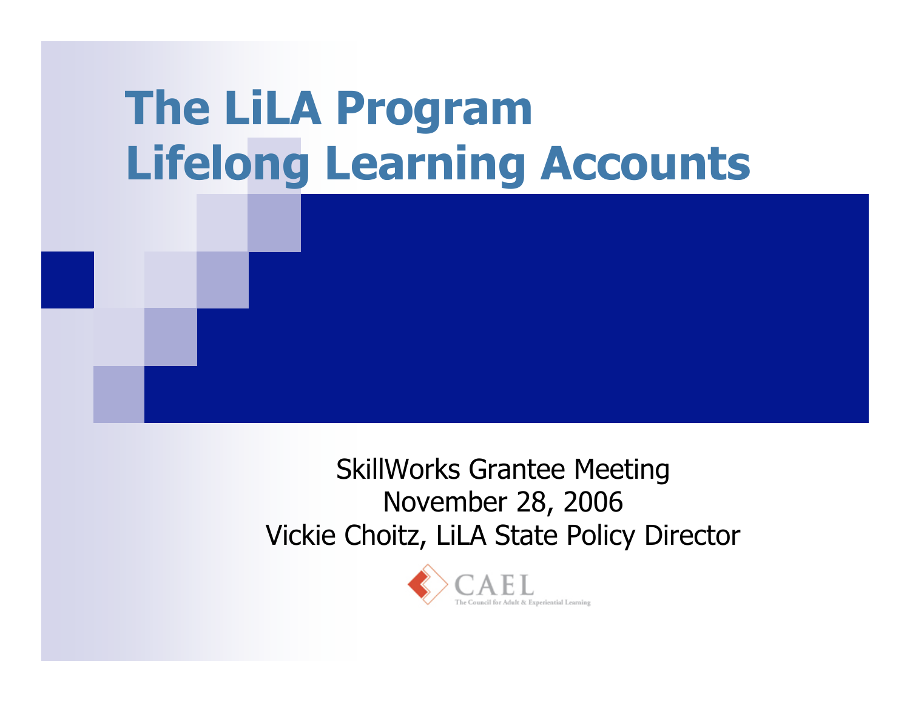# The LiLA Program Lifelong Learning Accounts

SkillWorks Grantee Meeting
November 28, 2006
Vickie Choitz, LiLA State Policy Director

CAEL
The Council for Adult & Experiential Learning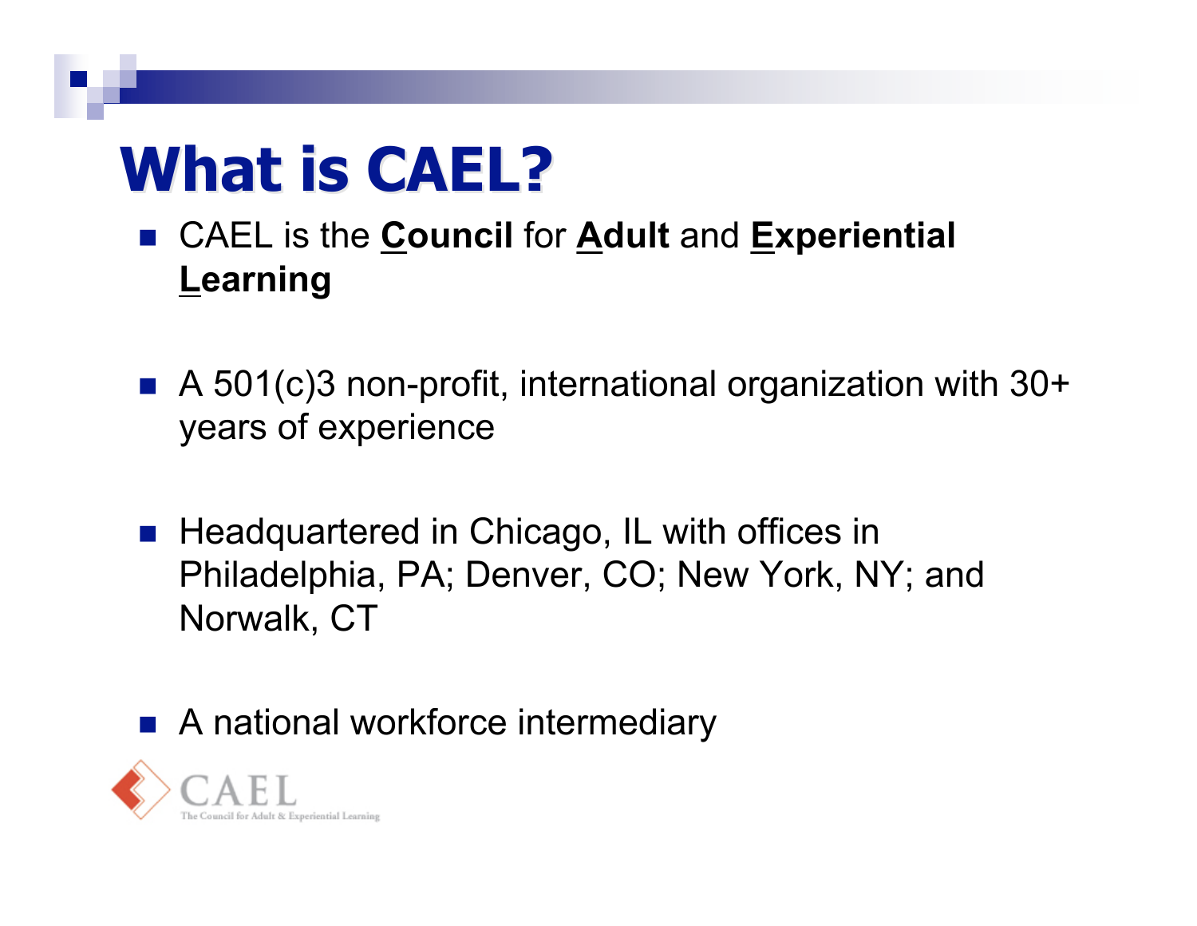# What is CAEL?

- CAEL is the **Council** for **Adult** and **Experiential Learning**

- A 501(c)3 non-profit, international organization with 30+ years of experience

- Headquartered in Chicago, IL with offices in Philadelphia, PA; Denver, CO; New York, NY; and Norwalk, CT

- A national workforce intermediary

CAEL
The Council for Adult & Experiential Learning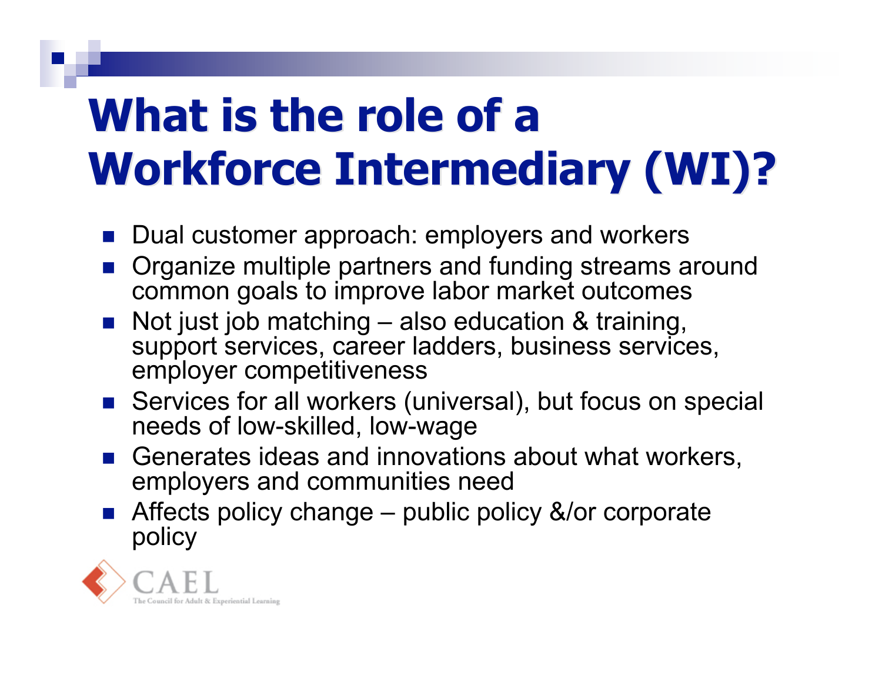# What is the role of a Workforce Intermediary (WI)?

- Dual customer approach: employers and workers
- Organize multiple partners and funding streams around common goals to improve labor market outcomes
- Not just job matching – also education & training, support services, career ladders, business services, employer competitiveness
- Services for all workers (universal), but focus on special needs of low-skilled, low-wage
- Generates ideas and innovations about what workers, employers and communities need
- Affects policy change – public policy &/or corporate policy

CAEL
The Council for Adult & Experiential Learning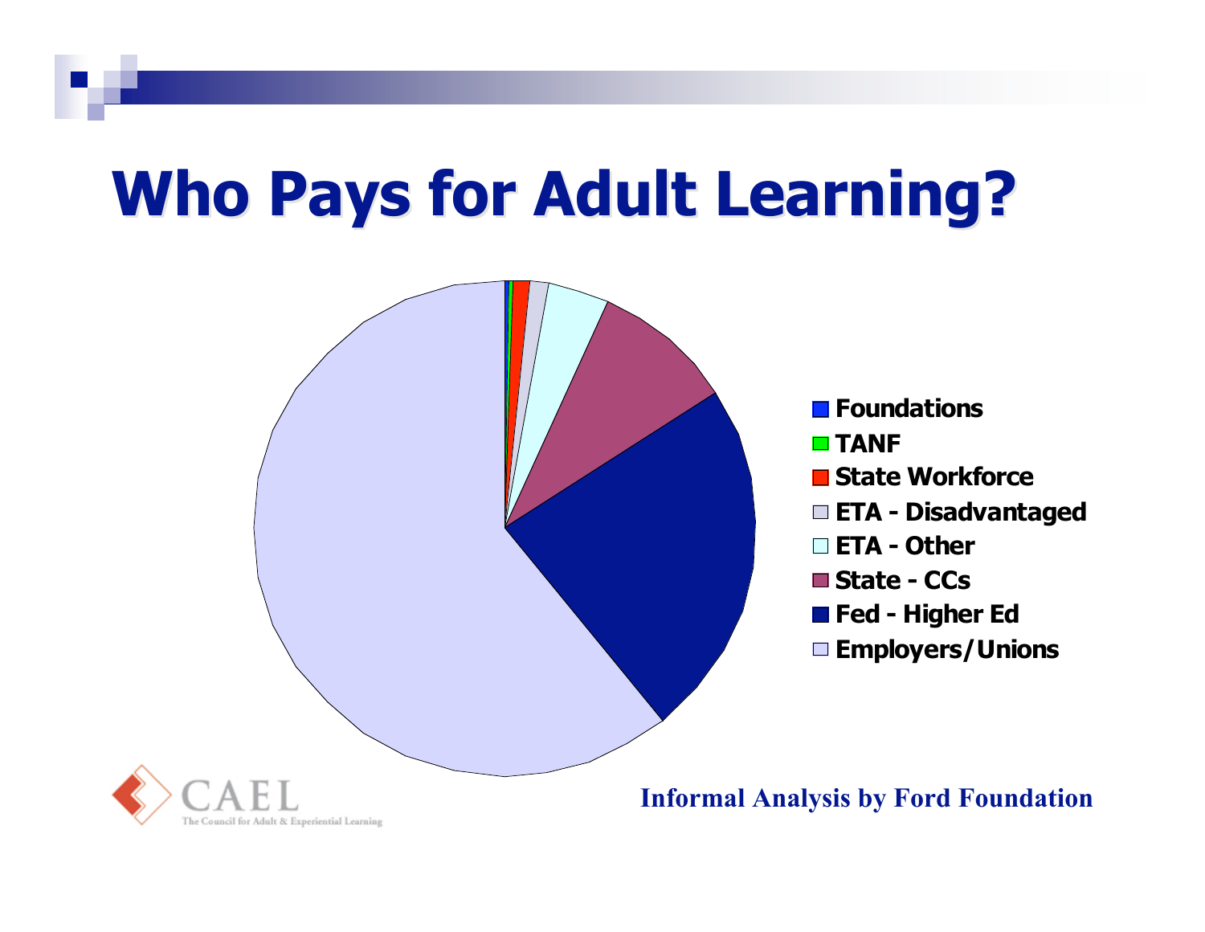# Who Pays for Adult Learning?

- Foundations
- TANF
- State Workforce
- ETA - Disadvantaged
- ETA - Other
- State - CCs
- Fed - Higher Ed
- Employers/Unions

CAEL
The Council for Adult & Experiential Learning

**Informal Analysis by Ford Foundation**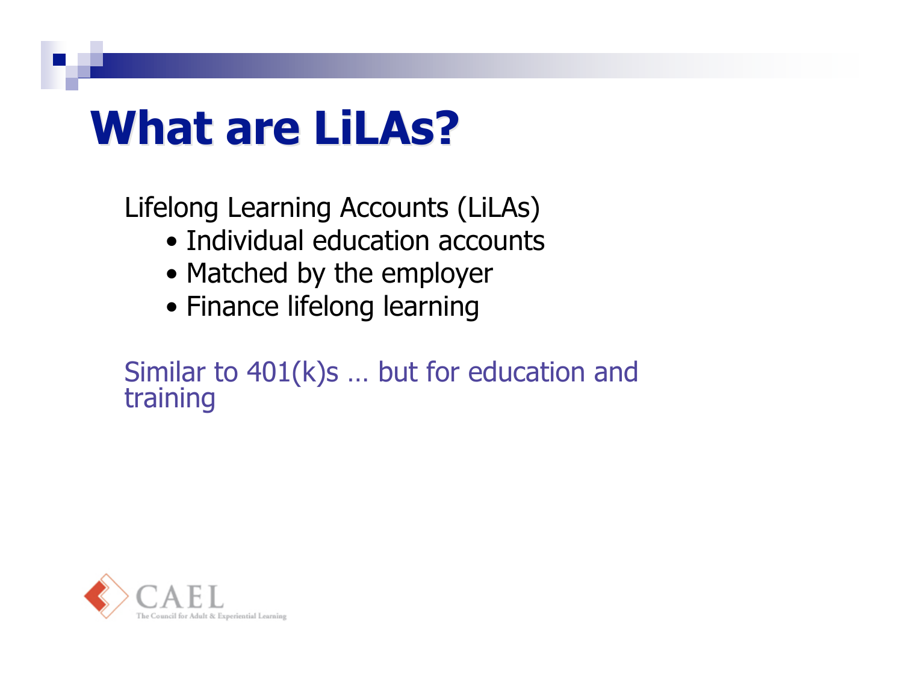# What are LiLAs?

Lifelong Learning Accounts (LiLAs)

- Individual education accounts
- Matched by the employer
- Finance lifelong learning

Similar to 401(k)s … but for education and training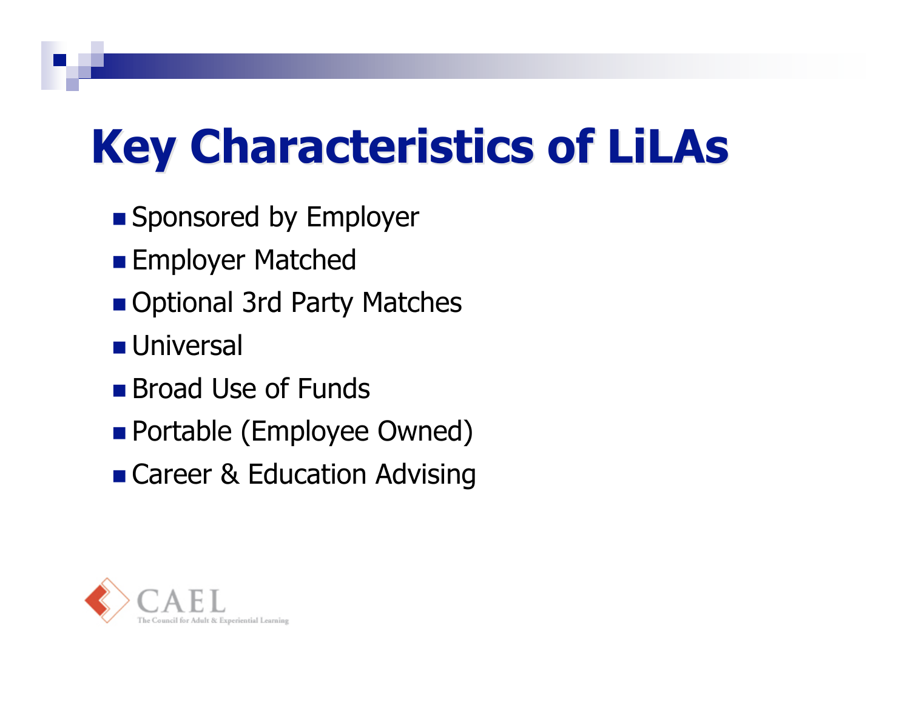# Key Characteristics of LiLAs

- Sponsored by Employer
- Employer Matched
- Optional 3rd Party Matches
- Universal
- Broad Use of Funds
- Portable (Employee Owned)
- Career & Education Advising

CAEL
The Council for Adult & Experiential Learning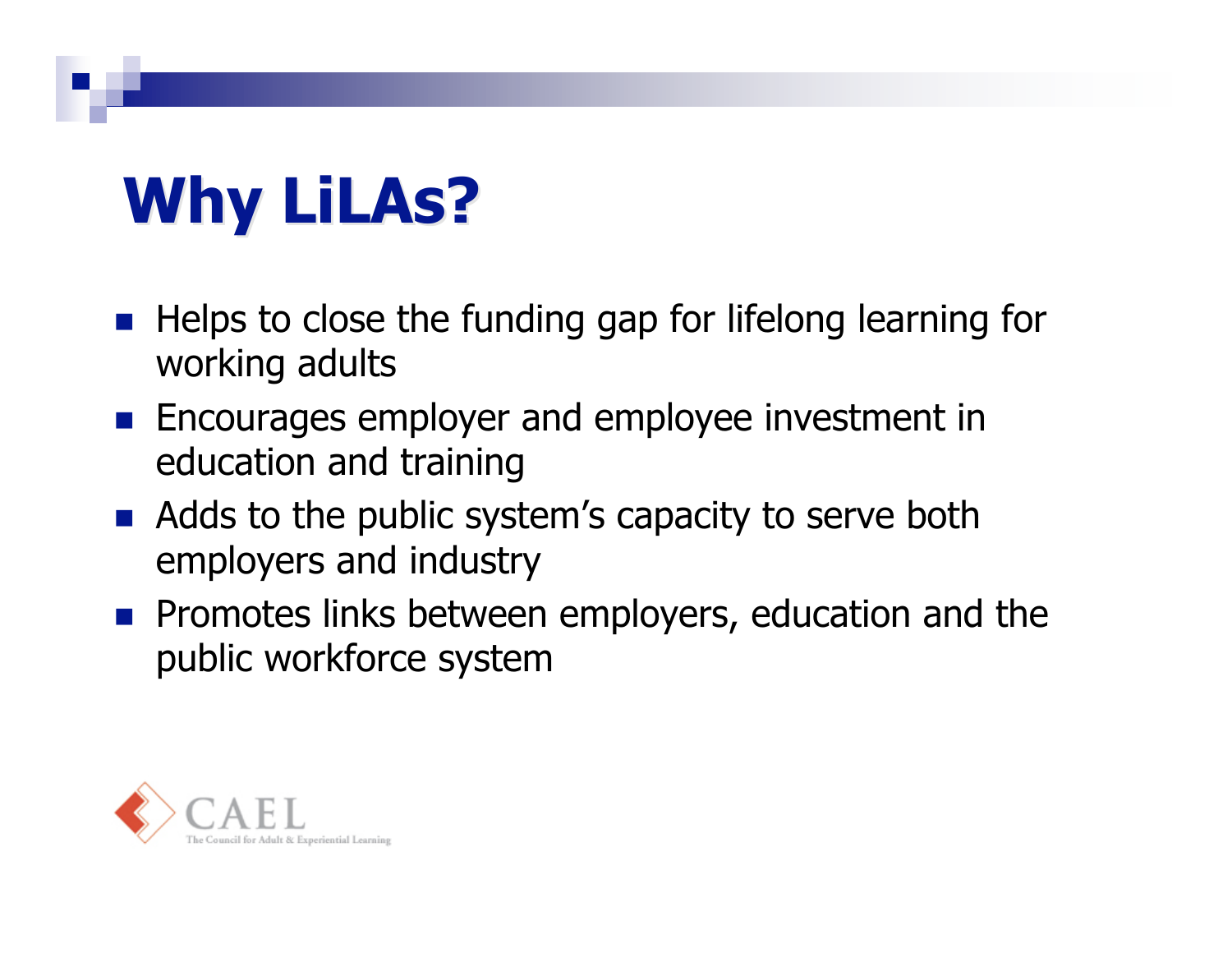# Why LiLAs?

- Helps to close the funding gap for lifelong learning for working adults
- Encourages employer and employee investment in education and training
- Adds to the public system's capacity to serve both employers and industry
- Promotes links between employers, education and the public workforce system

CAEL
The Council for Adult & Experiential Learning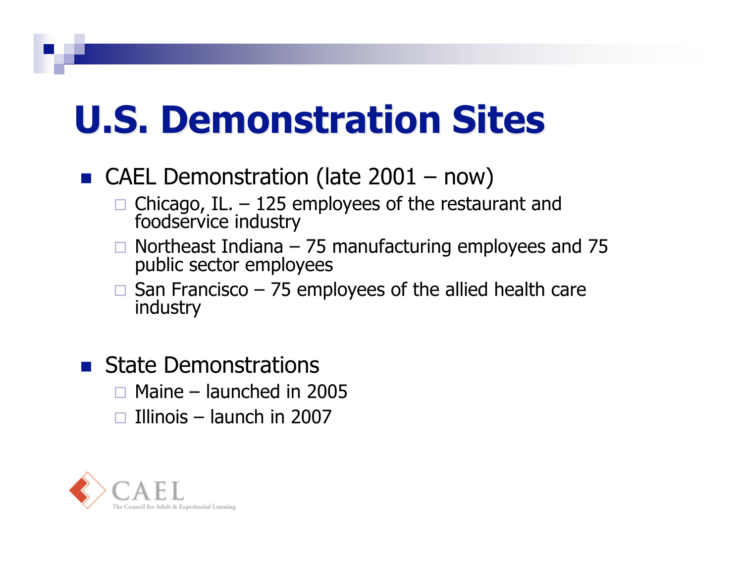# U.S. Demonstration Sites

- CAEL Demonstration (late 2001 – now)
  - Chicago, IL. – 125 employees of the restaurant and foodservice industry
  - Northeast Indiana – 75 manufacturing employees and 75 public sector employees
  - San Francisco – 75 employees of the allied health care industry
- State Demonstrations
  - Maine – launched in 2005
  - Illinois – launch in 2007

CAEL
The Council for Adult & Experiential Learning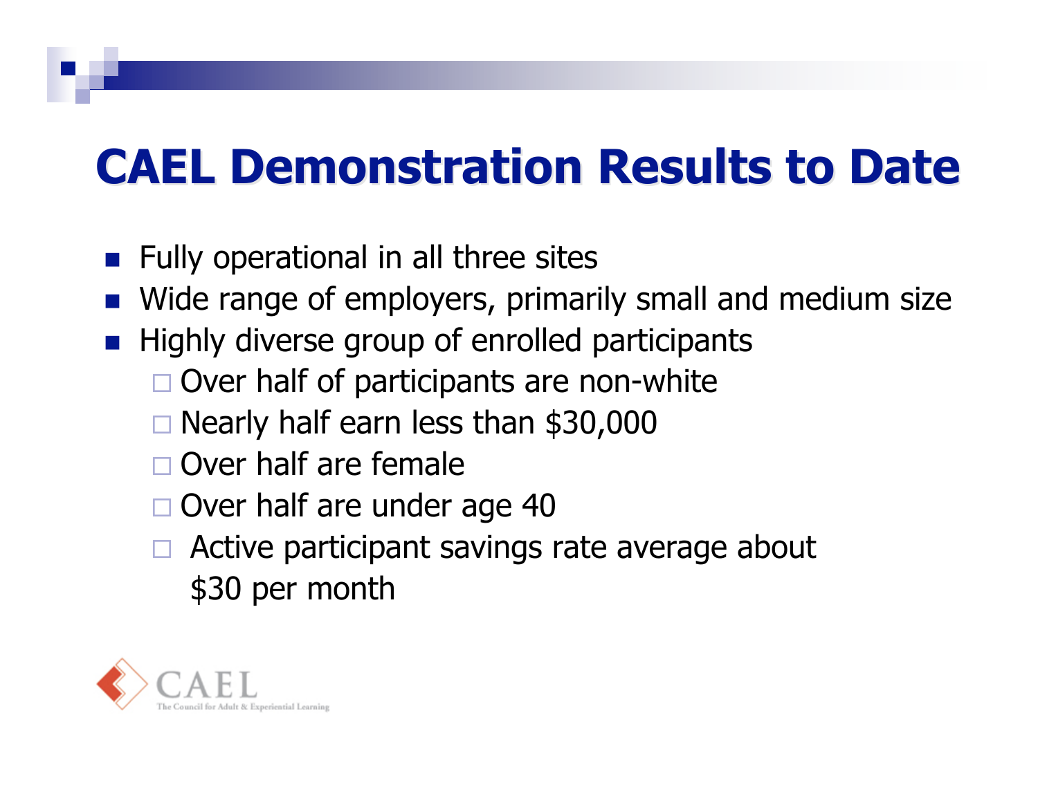# CAEL Demonstration Results to Date

- Fully operational in all three sites
- Wide range of employers, primarily small and medium size
- Highly diverse group of enrolled participants
  - Over half of participants are non-white
  - Nearly half earn less than $30,000
  - Over half are female
  - Over half are under age 40
  - Active participant savings rate average about $30 per month

CAEL
The Council for Adult & Experiential Learning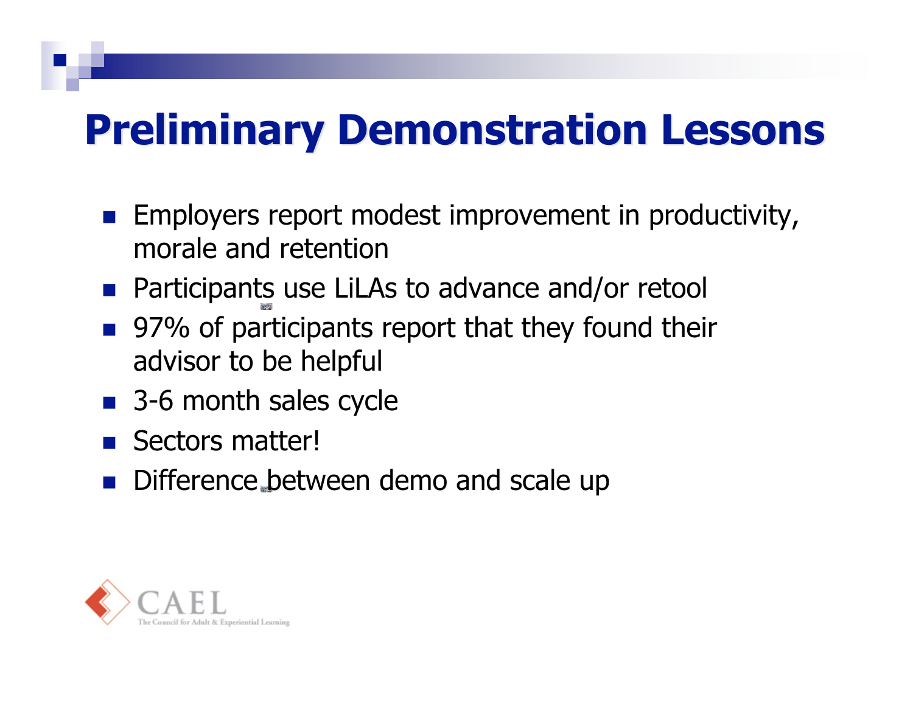# Preliminary Demonstration Lessons

- Employers report modest improvement in productivity, morale and retention
- Participants use LiLAs to advance and/or retool
- 97% of participants report that they found their advisor to be helpful
- 3-6 month sales cycle
- Sectors matter!
- Difference between demo and scale up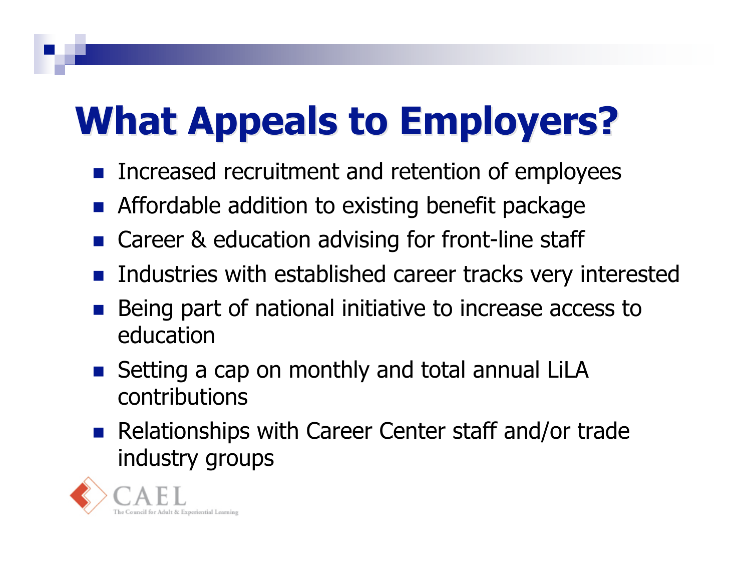# What Appeals to Employers?

- Increased recruitment and retention of employees
- Affordable addition to existing benefit package
- Career & education advising for front-line staff
- Industries with established career tracks very interested
- Being part of national initiative to increase access to education
- Setting a cap on monthly and total annual LiLA contributions
- Relationships with Career Center staff and/or trade industry groups

CAEL
The Council for Adult & Experiential Learning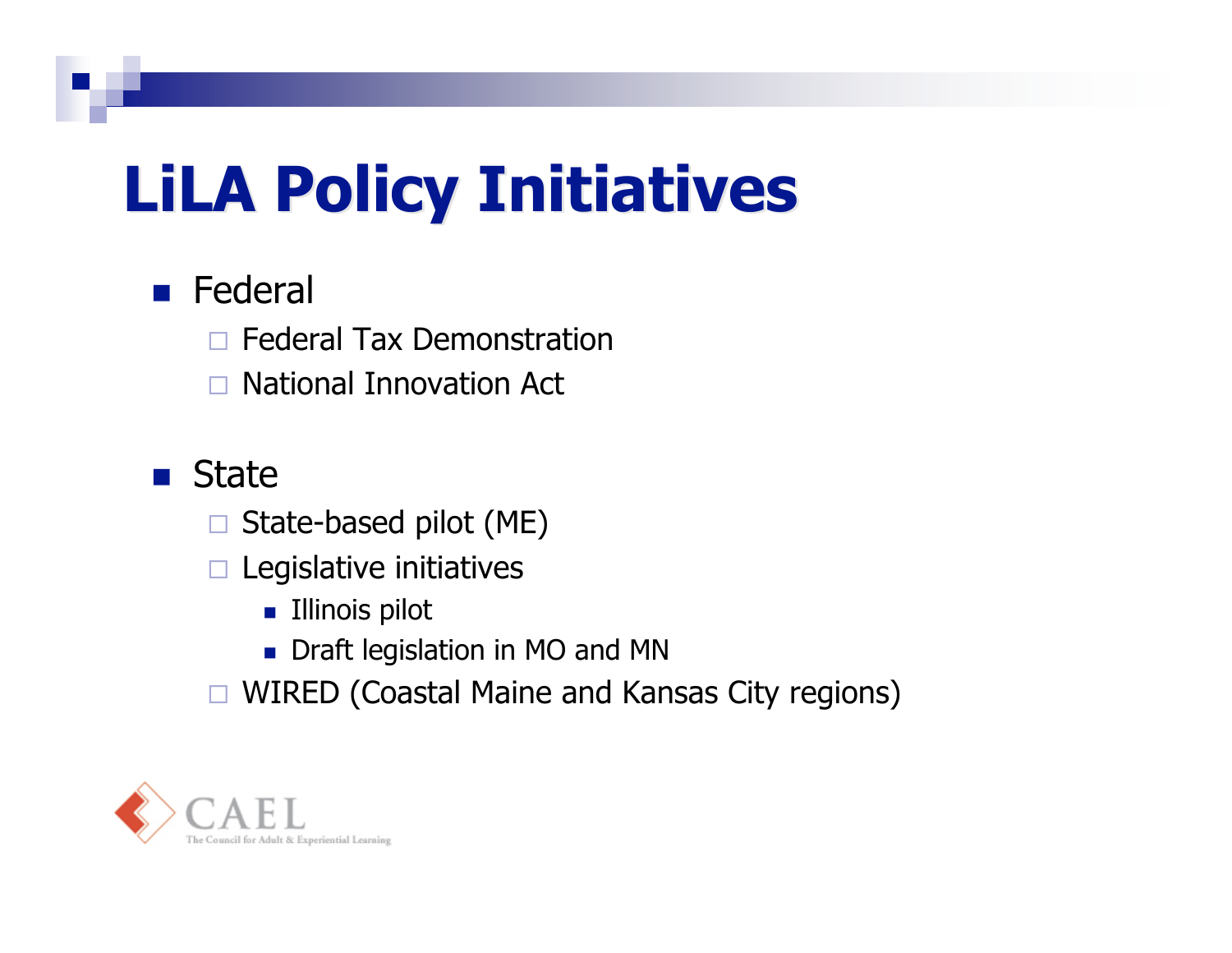# LiLA Policy Initiatives

- Federal
  - Federal Tax Demonstration
  - National Innovation Act
- State
  - State-based pilot (ME)
  - Legislative initiatives
    - Illinois pilot
    - Draft legislation in MO and MN
  - WIRED (Coastal Maine and Kansas City regions)

CAEL
The Council for Adult & Experiential Learning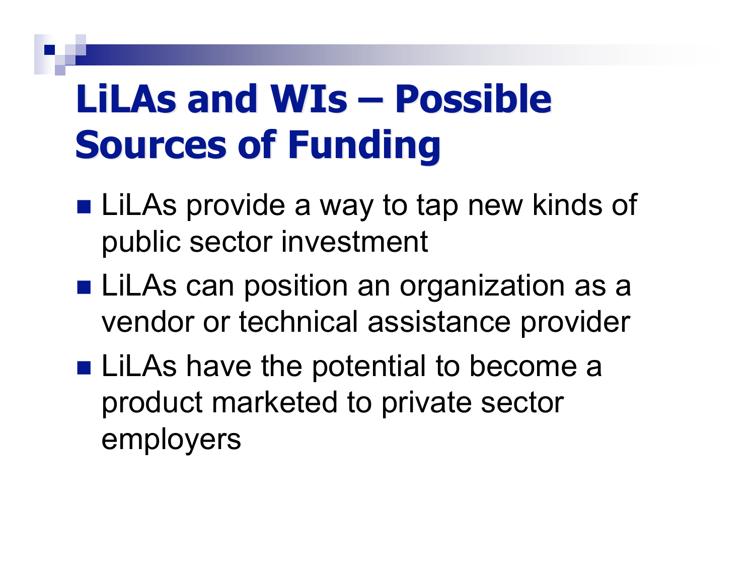# LiLAs and WIs – Possible Sources of Funding

- LiLAs provide a way to tap new kinds of public sector investment
- LiLAs can position an organization as a vendor or technical assistance provider
- LiLAs have the potential to become a product marketed to private sector employers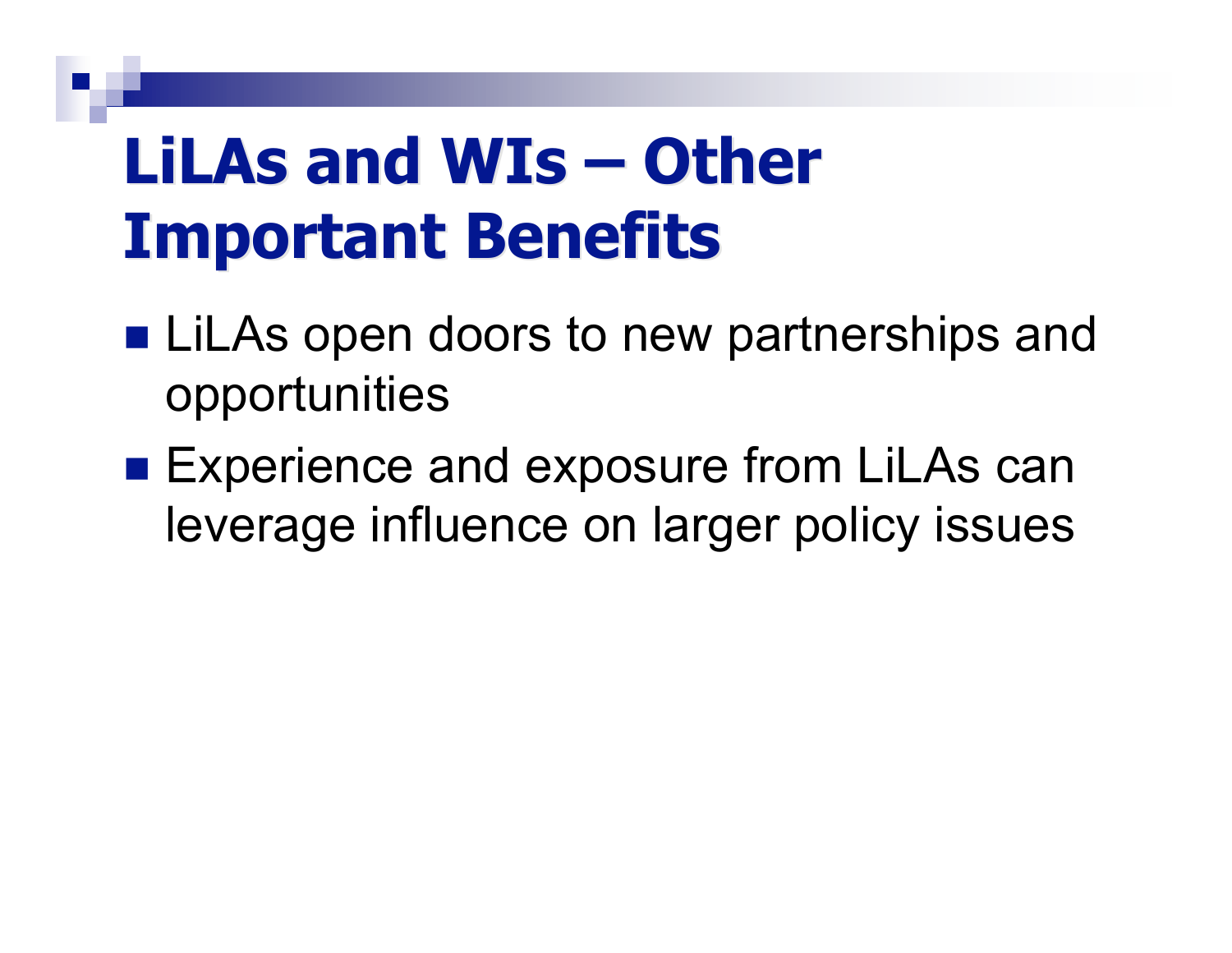# LiLAs and WIs – Other Important Benefits

- LiLAs open doors to new partnerships and opportunities
- Experience and exposure from LiLAs can leverage influence on larger policy issues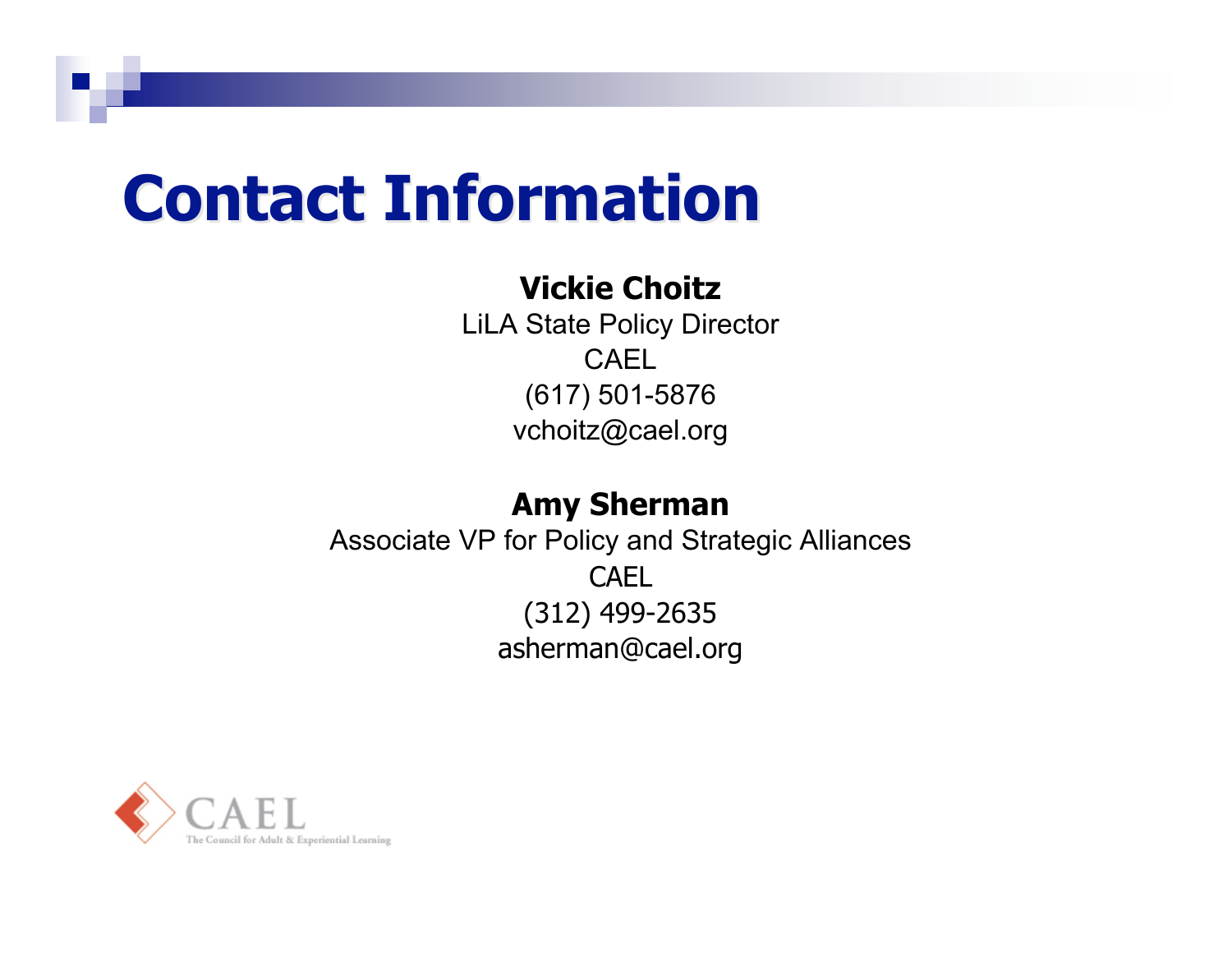# Contact Information

**Vickie Choitz**
LiLA State Policy Director
CAEL
(617) 501-5876
vchoitz@cael.org

**Amy Sherman**
Associate VP for Policy and Strategic Alliances
CAEL
(312) 499-2635
asherman@cael.org

CAEL
The Council for Adult & Experiential Learning